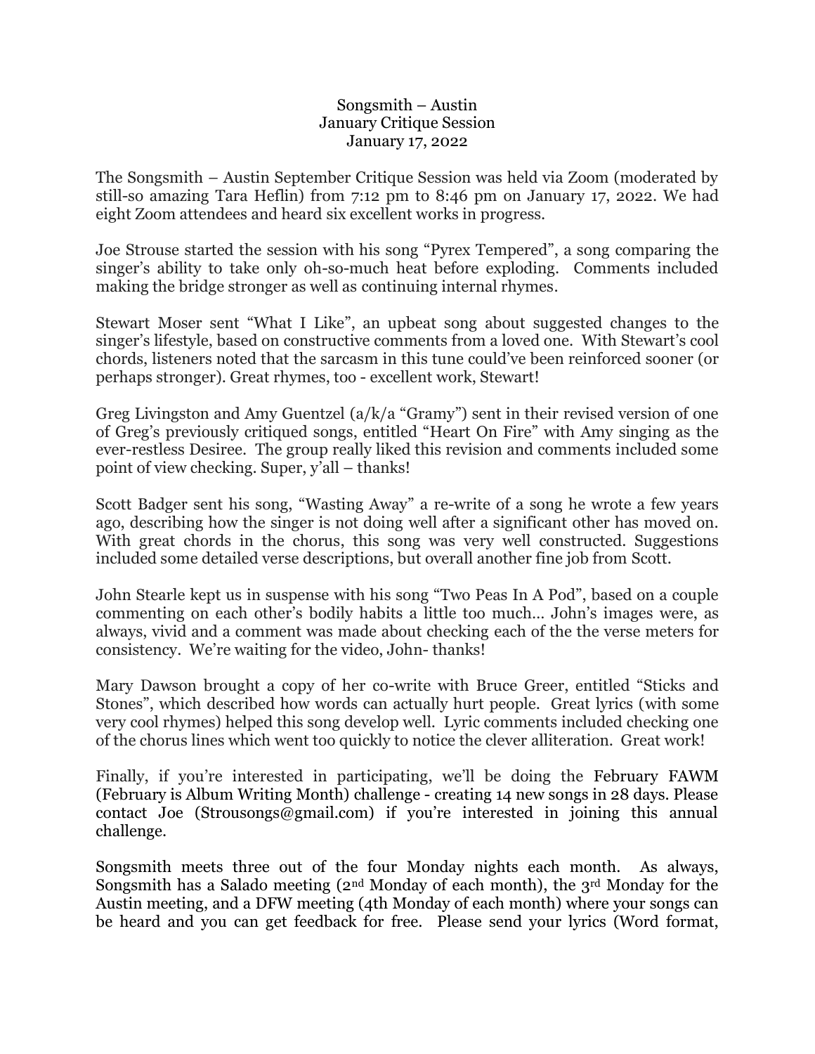# Songsmith – Austin
## January Critique Session
### January 17, 2022

The Songsmith – Austin September Critique Session was held via Zoom (moderated by still-so amazing Tara Heflin) from 7:12 pm to 8:46 pm on January 17, 2022. We had eight Zoom attendees and heard six excellent works in progress.

Joe Strouse started the session with his song "Pyrex Tempered", a song comparing the singer's ability to take only oh-so-much heat before exploding. Comments included making the bridge stronger as well as continuing internal rhymes.

Stewart Moser sent "What I Like", an upbeat song about suggested changes to the singer's lifestyle, based on constructive comments from a loved one. With Stewart's cool chords, listeners noted that the sarcasm in this tune could've been reinforced sooner (or perhaps stronger). Great rhymes, too - excellent work, Stewart!

Greg Livingston and Amy Guentzel (a/k/a "Gramy") sent in their revised version of one of Greg's previously critiqued songs, entitled "Heart On Fire" with Amy singing as the ever-restless Desiree. The group really liked this revision and comments included some point of view checking. Super, y'all – thanks!

Scott Badger sent his song, "Wasting Away" a re-write of a song he wrote a few years ago, describing how the singer is not doing well after a significant other has moved on. With great chords in the chorus, this song was very well constructed. Suggestions included some detailed verse descriptions, but overall another fine job from Scott.

John Stearle kept us in suspense with his song "Two Peas In A Pod", based on a couple commenting on each other's bodily habits a little too much… John's images were, as always, vivid and a comment was made about checking each of the the verse meters for consistency. We're waiting for the video, John- thanks!

Mary Dawson brought a copy of her co-write with Bruce Greer, entitled "Sticks and Stones", which described how words can actually hurt people. Great lyrics (with some very cool rhymes) helped this song develop well. Lyric comments included checking one of the chorus lines which went too quickly to notice the clever alliteration. Great work!

Finally, if you're interested in participating, we'll be doing the February FAWM (February is Album Writing Month) challenge - creating 14 new songs in 28 days. Please contact Joe (Strousongs@gmail.com) if you're interested in joining this annual challenge.

Songsmith meets three out of the four Monday nights each month. As always, Songsmith has a Salado meeting (2nd Monday of each month), the 3rd Monday for the Austin meeting, and a DFW meeting (4th Monday of each month) where your songs can be heard and you can get feedback for free. Please send your lyrics (Word format,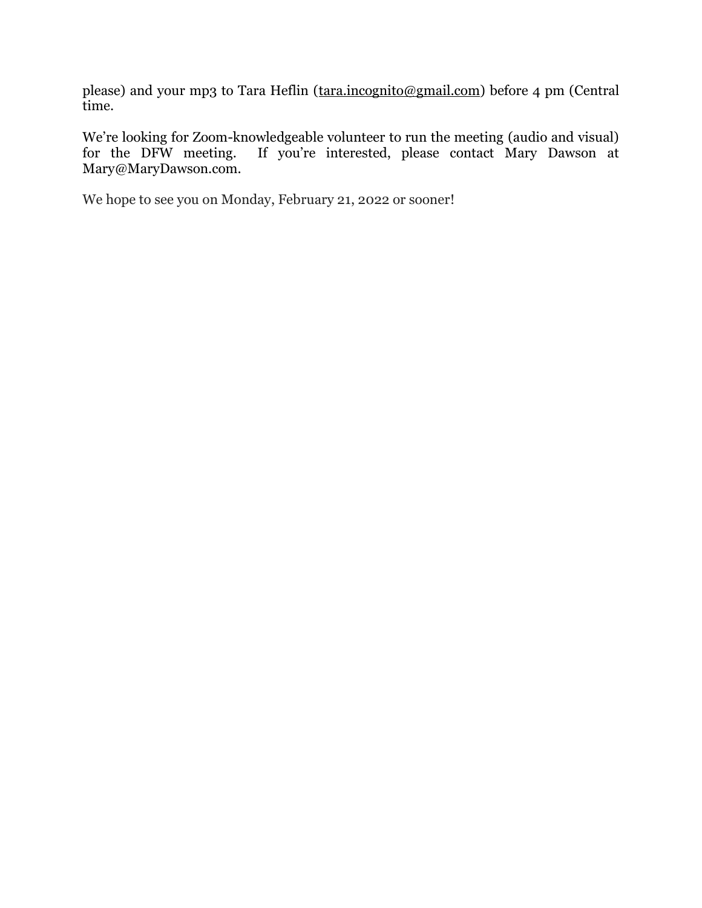please) and your mp3 to Tara Heflin (tara.incognito@gmail.com) before 4 pm (Central time.

We're looking for Zoom-knowledgeable volunteer to run the meeting (audio and visual) for the DFW meeting. If you're interested, please contact Mary Dawson at Mary@MaryDawson.com.

We hope to see you on Monday, February 21, 2022 or sooner!